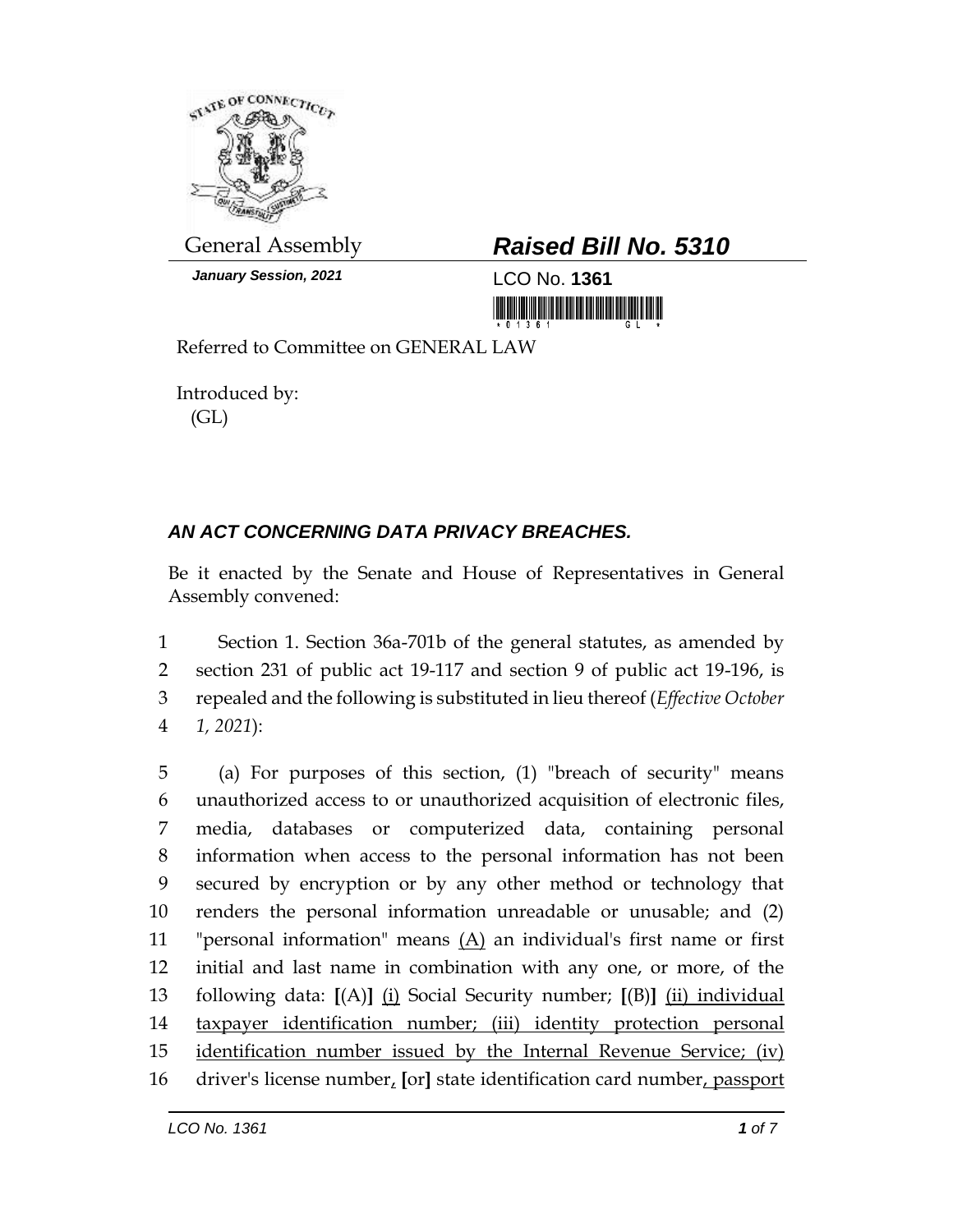General Assembly

***January Session, 2021***

## ***Raised Bill No. 5310***

LCO No. **1361**

Referred to Committee on GENERAL LAW

Introduced by:
(GL)

### ***AN ACT CONCERNING DATA PRIVACY BREACHES.***

Be it enacted by the Senate and House of Representatives in General Assembly convened:

1 Section 1. Section 36a-701b of the general statutes, as amended by
2 section 231 of public act 19-117 and section 9 of public act 19-196, is
3 repealed and the following is substituted in lieu thereof (*Effective October*
4 *1, 2021*):

5 (a) For purposes of this section, (1) "breach of security" means
6 unauthorized access to or unauthorized acquisition of electronic files,
7 media, databases or computerized data, containing personal
8 information when access to the personal information has not been
9 secured by encryption or by any other method or technology that
10 renders the personal information unreadable or unusable; and (2)
11 "personal information" means <u>(A)</u> an individual's first name or first
12 initial and last name in combination with any one, or more, of the
13 following data: **[**(A)**]** <u>(i)</u> Social Security number; **[**(B)**]** <u>(ii) individual</u>
14 <u>taxpayer identification number; (iii) identity protection personal</u>
15 <u>identification number issued by the Internal Revenue Service; (iv)</u>
16 driver's license number<u>,</u> **[**or**]** state identification card number<u>, passport</u>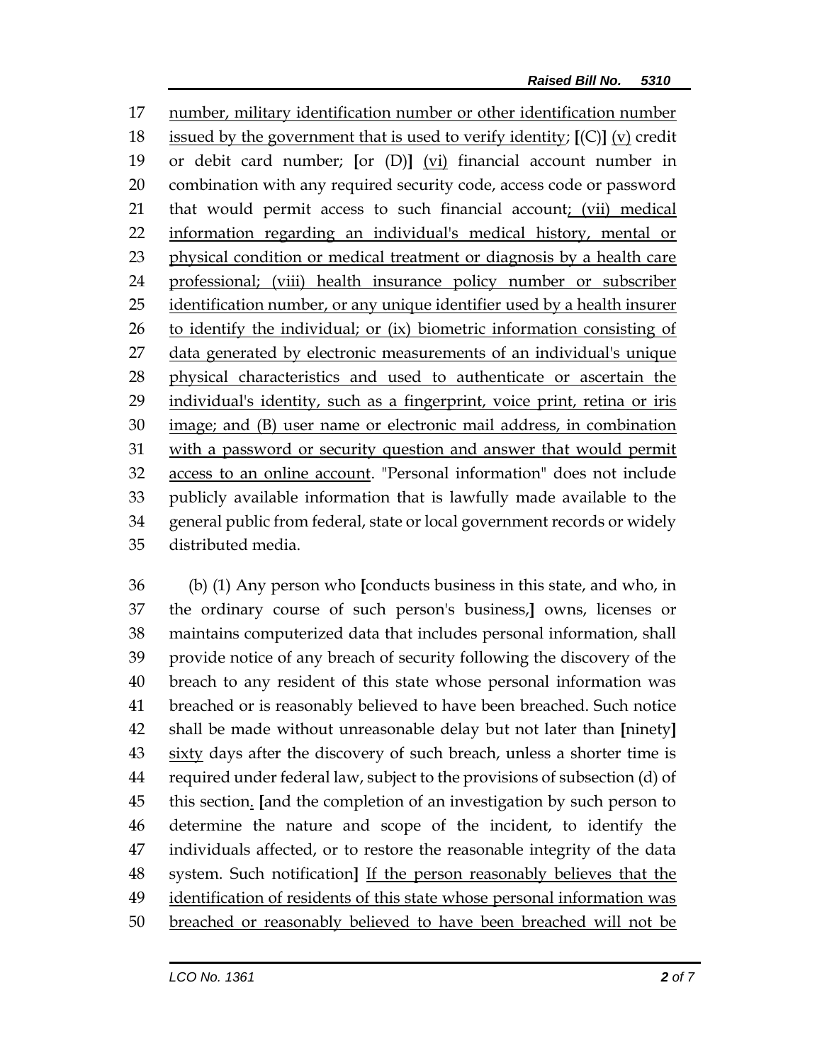number, military identification number or other identification number issued by the government that is used to verify identity; [(C)] (v) credit or debit card number; [or (D)] (vi) financial account number in combination with any required security code, access code or password that would permit access to such financial account; (vii) medical information regarding an individual's medical history, mental or physical condition or medical treatment or diagnosis by a health care professional; (viii) health insurance policy number or subscriber identification number, or any unique identifier used by a health insurer to identify the individual; or (ix) biometric information consisting of data generated by electronic measurements of an individual's unique physical characteristics and used to authenticate or ascertain the individual's identity, such as a fingerprint, voice print, retina or iris image; and (B) user name or electronic mail address, in combination with a password or security question and answer that would permit access to an online account. "Personal information" does not include publicly available information that is lawfully made available to the general public from federal, state or local government records or widely distributed media.

(b) (1) Any person who [conducts business in this state, and who, in the ordinary course of such person's business,] owns, licenses or maintains computerized data that includes personal information, shall provide notice of any breach of security following the discovery of the breach to any resident of this state whose personal information was breached or is reasonably believed to have been breached. Such notice shall be made without unreasonable delay but not later than [ninety] sixty days after the discovery of such breach, unless a shorter time is required under federal law, subject to the provisions of subsection (d) of this section. [and the completion of an investigation by such person to determine the nature and scope of the incident, to identify the individuals affected, or to restore the reasonable integrity of the data system. Such notification] If the person reasonably believes that the identification of residents of this state whose personal information was breached or reasonably believed to have been breached will not be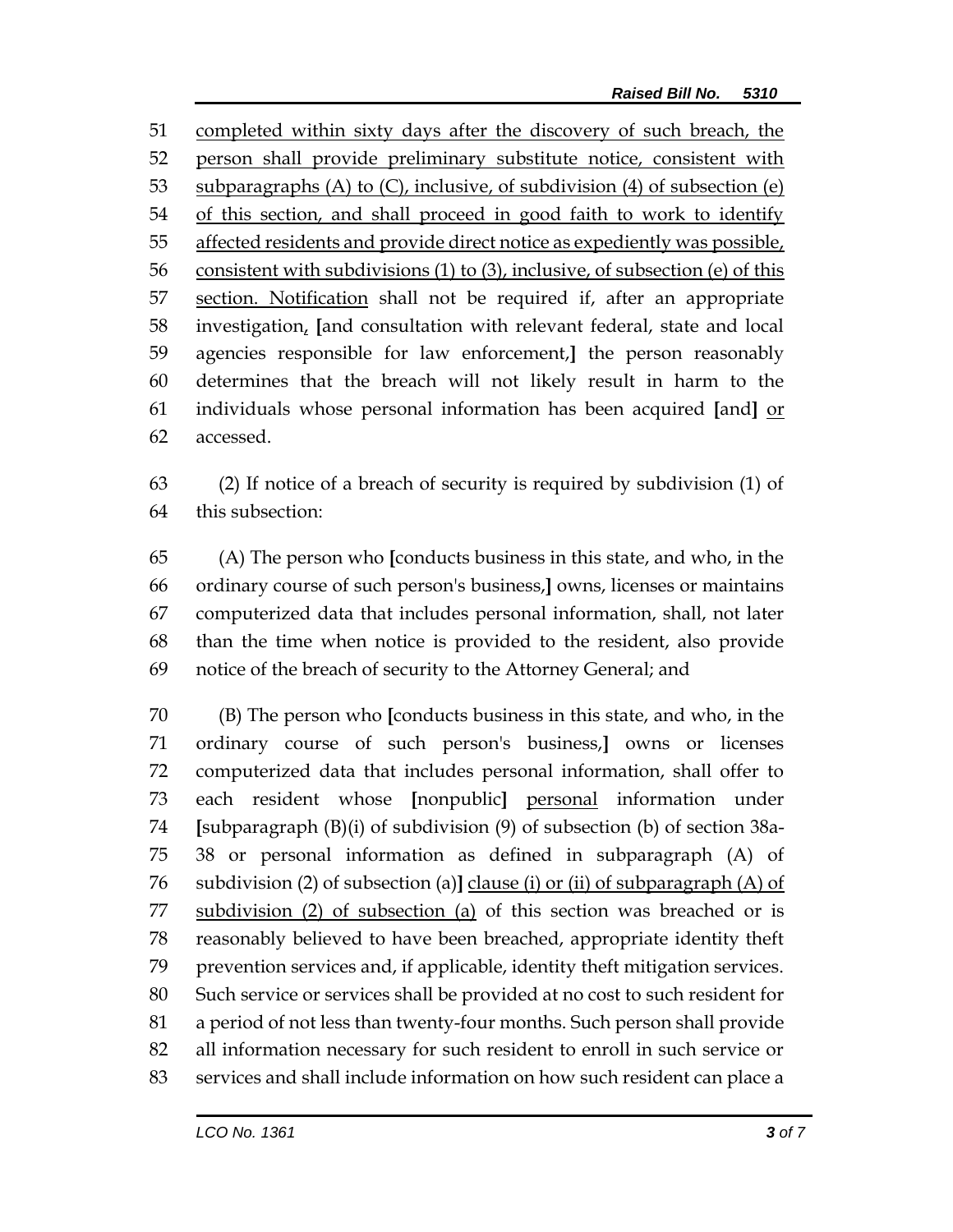completed within sixty days after the discovery of such breach, the person shall provide preliminary substitute notice, consistent with subparagraphs (A) to (C), inclusive, of subdivision (4) of subsection (e) of this section, and shall proceed in good faith to work to identify affected residents and provide direct notice as expediently was possible, consistent with subdivisions (1) to (3), inclusive, of subsection (e) of this section. Notification shall not be required if, after an appropriate investigation, [and consultation with relevant federal, state and local agencies responsible for law enforcement,] the person reasonably determines that the breach will not likely result in harm to the individuals whose personal information has been acquired [and] or accessed.

(2) If notice of a breach of security is required by subdivision (1) of this subsection:

(A) The person who [conducts business in this state, and who, in the ordinary course of such person's business,] owns, licenses or maintains computerized data that includes personal information, shall, not later than the time when notice is provided to the resident, also provide notice of the breach of security to the Attorney General; and

(B) The person who [conducts business in this state, and who, in the ordinary course of such person's business,] owns or licenses computerized data that includes personal information, shall offer to each resident whose [nonpublic] personal information under [subparagraph (B)(i) of subdivision (9) of subsection (b) of section 38a-38 or personal information as defined in subparagraph (A) of subdivision (2) of subsection (a)] clause (i) or (ii) of subparagraph (A) of subdivision (2) of subsection (a) of this section was breached or is reasonably believed to have been breached, appropriate identity theft prevention services and, if applicable, identity theft mitigation services. Such service or services shall be provided at no cost to such resident for a period of not less than twenty-four months. Such person shall provide all information necessary for such resident to enroll in such service or services and shall include information on how such resident can place a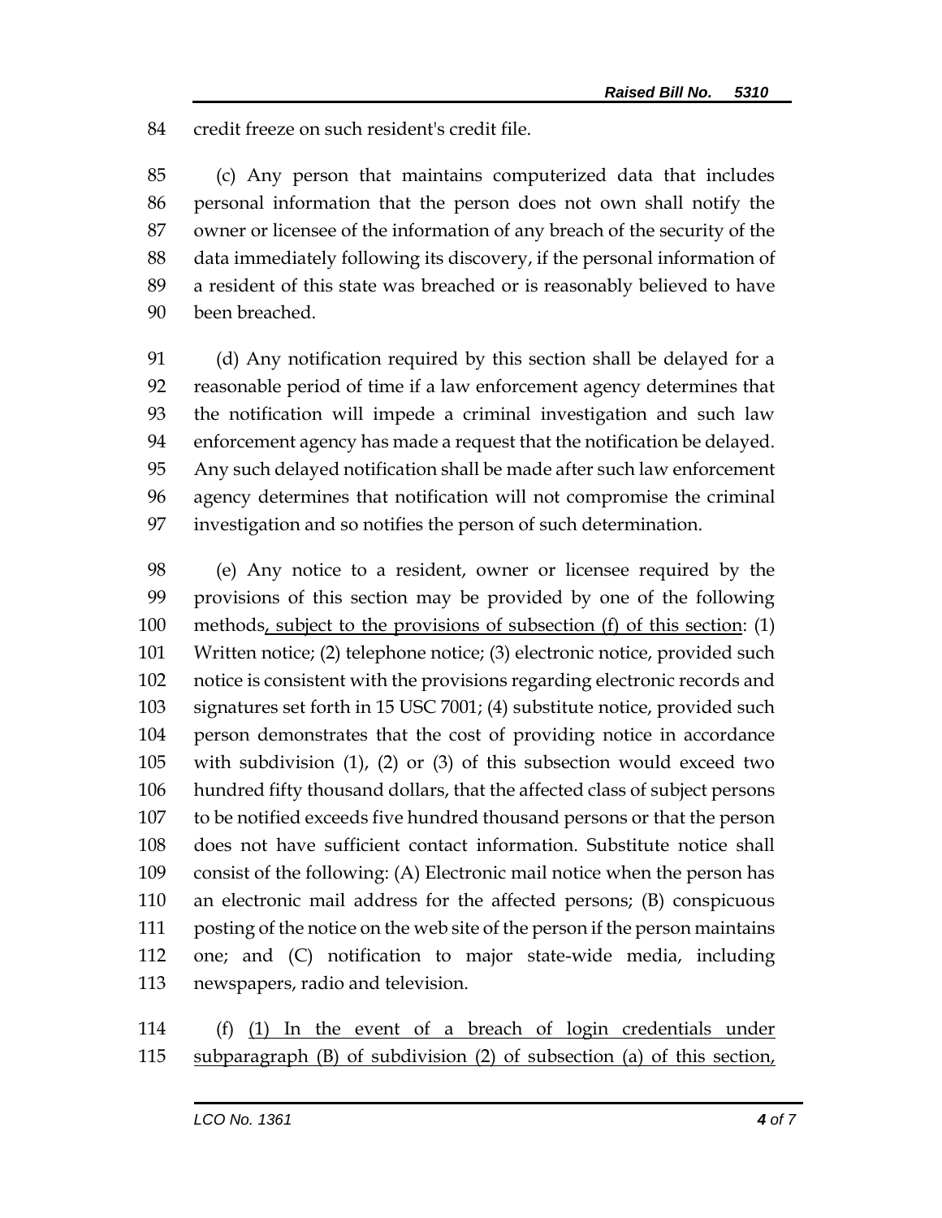credit freeze on such resident's credit file.

(c) Any person that maintains computerized data that includes personal information that the person does not own shall notify the owner or licensee of the information of any breach of the security of the data immediately following its discovery, if the personal information of a resident of this state was breached or is reasonably believed to have been breached.

(d) Any notification required by this section shall be delayed for a reasonable period of time if a law enforcement agency determines that the notification will impede a criminal investigation and such law enforcement agency has made a request that the notification be delayed. Any such delayed notification shall be made after such law enforcement agency determines that notification will not compromise the criminal investigation and so notifies the person of such determination.

(e) Any notice to a resident, owner or licensee required by the provisions of this section may be provided by one of the following methods<u>, subject to the provisions of subsection (f) of this section</u>: (1) Written notice; (2) telephone notice; (3) electronic notice, provided such notice is consistent with the provisions regarding electronic records and signatures set forth in 15 USC 7001; (4) substitute notice, provided such person demonstrates that the cost of providing notice in accordance with subdivision (1), (2) or (3) of this subsection would exceed two hundred fifty thousand dollars, that the affected class of subject persons to be notified exceeds five hundred thousand persons or that the person does not have sufficient contact information. Substitute notice shall consist of the following: (A) Electronic mail notice when the person has an electronic mail address for the affected persons; (B) conspicuous posting of the notice on the web site of the person if the person maintains one; and (C) notification to major state-wide media, including newspapers, radio and television.

(f) <u>(1) In the event of a breach of login credentials under subparagraph (B) of subdivision (2) of subsection (a) of this section,</u>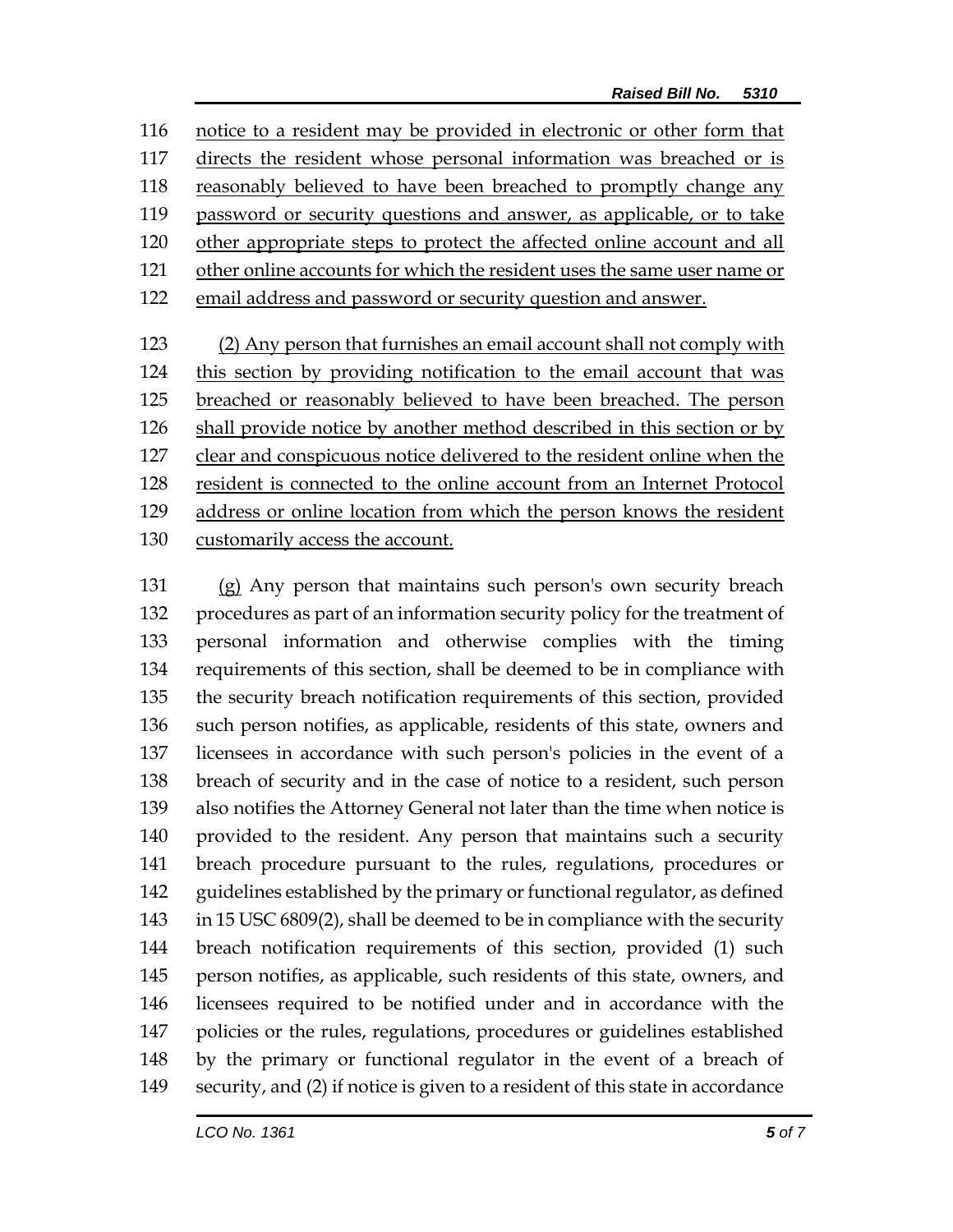notice to a resident may be provided in electronic or other form that directs the resident whose personal information was breached or is reasonably believed to have been breached to promptly change any password or security questions and answer, as applicable, or to take other appropriate steps to protect the affected online account and all other online accounts for which the resident uses the same user name or email address and password or security question and answer.

(2) Any person that furnishes an email account shall not comply with this section by providing notification to the email account that was breached or reasonably believed to have been breached. The person shall provide notice by another method described in this section or by clear and conspicuous notice delivered to the resident online when the resident is connected to the online account from an Internet Protocol address or online location from which the person knows the resident customarily access the account.

(g) Any person that maintains such person's own security breach procedures as part of an information security policy for the treatment of personal information and otherwise complies with the timing requirements of this section, shall be deemed to be in compliance with the security breach notification requirements of this section, provided such person notifies, as applicable, residents of this state, owners and licensees in accordance with such person's policies in the event of a breach of security and in the case of notice to a resident, such person also notifies the Attorney General not later than the time when notice is provided to the resident. Any person that maintains such a security breach procedure pursuant to the rules, regulations, procedures or guidelines established by the primary or functional regulator, as defined in 15 USC 6809(2), shall be deemed to be in compliance with the security breach notification requirements of this section, provided (1) such person notifies, as applicable, such residents of this state, owners, and licensees required to be notified under and in accordance with the policies or the rules, regulations, procedures or guidelines established by the primary or functional regulator in the event of a breach of security, and (2) if notice is given to a resident of this state in accordance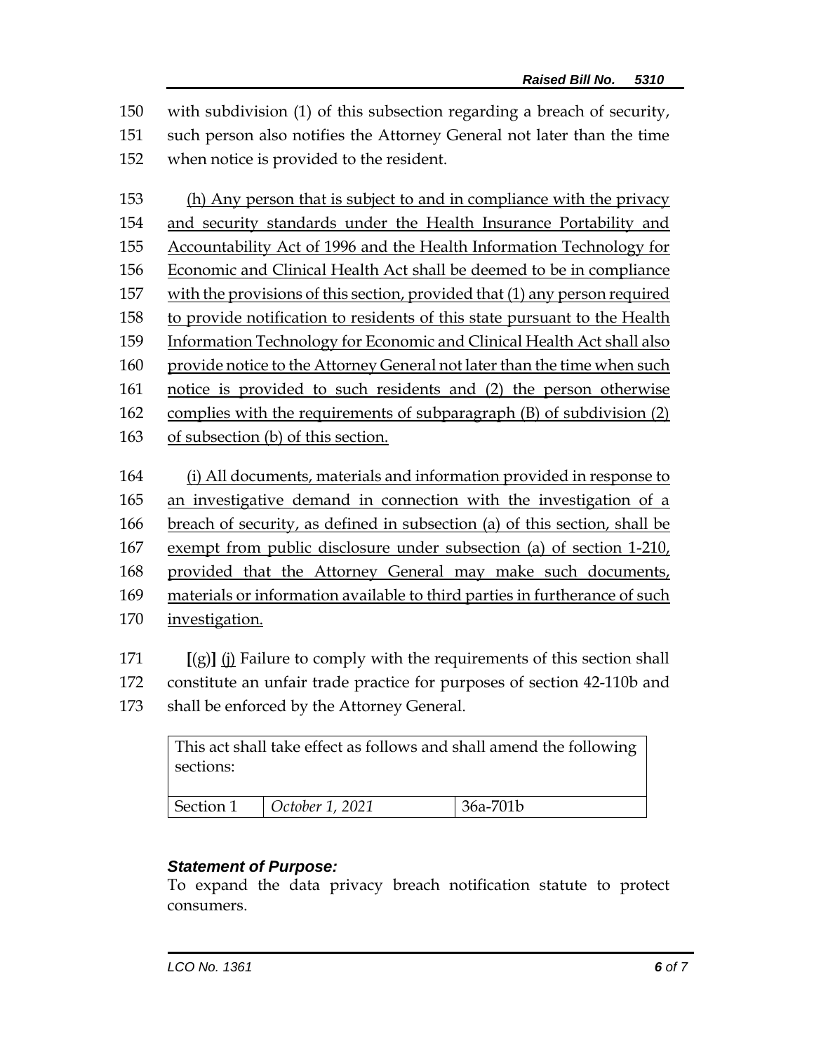150 with subdivision (1) of this subsection regarding a breach of security,
151 such person also notifies the Attorney General not later than the time
152 when notice is provided to the resident.

153 <u>(h) Any person that is subject to and in compliance with the privacy</u>
154 <u>and security standards under the Health Insurance Portability and</u>
155 <u>Accountability Act of 1996 and the Health Information Technology for</u>
156 <u>Economic and Clinical Health Act shall be deemed to be in compliance</u>
157 <u>with the provisions of this section, provided that (1) any person required</u>
158 <u>to provide notification to residents of this state pursuant to the Health</u>
159 <u>Information Technology for Economic and Clinical Health Act shall also</u>
160 <u>provide notice to the Attorney General not later than the time when such</u>
161 <u>notice is provided to such residents and (2) the person otherwise</u>
162 <u>complies with the requirements of subparagraph (B) of subdivision (2)</u>
163 <u>of subsection (b) of this section.</u>

164 <u>(i) All documents, materials and information provided in response to</u>
165 <u>an investigative demand in connection with the investigation of a</u>
166 <u>breach of security, as defined in subsection (a) of this section, shall be</u>
167 <u>exempt from public disclosure under subsection (a) of section 1-210,</u>
168 <u>provided that the Attorney General may make such documents,</u>
169 <u>materials or information available to third parties in furtherance of such</u>
170 <u>investigation.</u>

171 **[**(g)**]** <u>(j)</u> Failure to comply with the requirements of this section shall
172 constitute an unfair trade practice for purposes of section 42-110b and
173 shall be enforced by the Attorney General.

| This act shall take effect as follows and shall amend the following sections: | | |
|---|---|---|
| Section 1 | *October 1, 2021* | 36a-701b |

### *Statement of Purpose:*

To expand the data privacy breach notification statute to protect consumers.